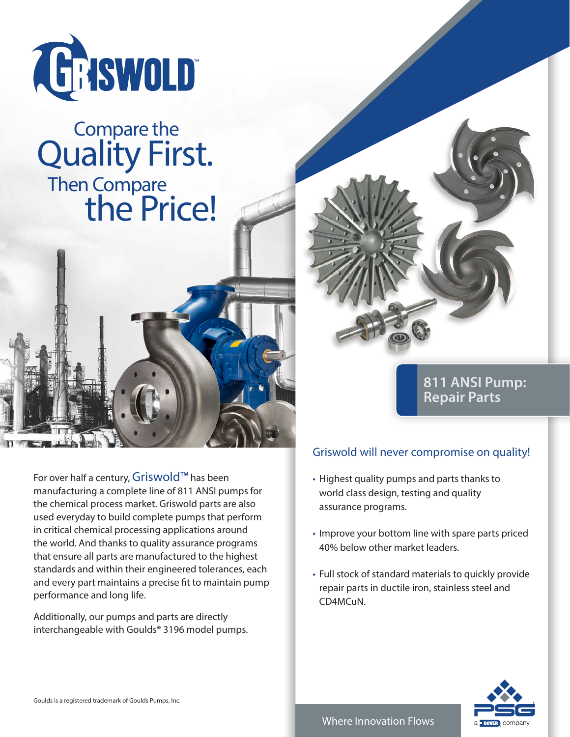# GRISWOLD™

## Compare the Quality First. Then Compare the Price!

## 811 ANSI Pump: Repair Parts

For over half a century, Griswold™ has been manufacturing a complete line of 811 ANSI pumps for the chemical process market. Griswold parts are also used everyday to build complete pumps that perform in critical chemical processing applications around the world. And thanks to quality assurance programs that ensure all parts are manufactured to the highest standards and within their engineered tolerances, each and every part maintains a precise fit to maintain pump performance and long life.

Additionally, our pumps and parts are directly interchangeable with Goulds® 3196 model pumps.

### Griswold will never compromise on quality!

- Highest quality pumps and parts thanks to world class design, testing and quality assurance programs.
- Improve your bottom line with spare parts priced 40% below other market leaders.
- Full stock of standard materials to quickly provide repair parts in ductile iron, stainless steel and CD4MCuN.

Goulds is a registered trademark of Goulds Pumps, Inc.

Where Innovation Flows

PSG a DOVER company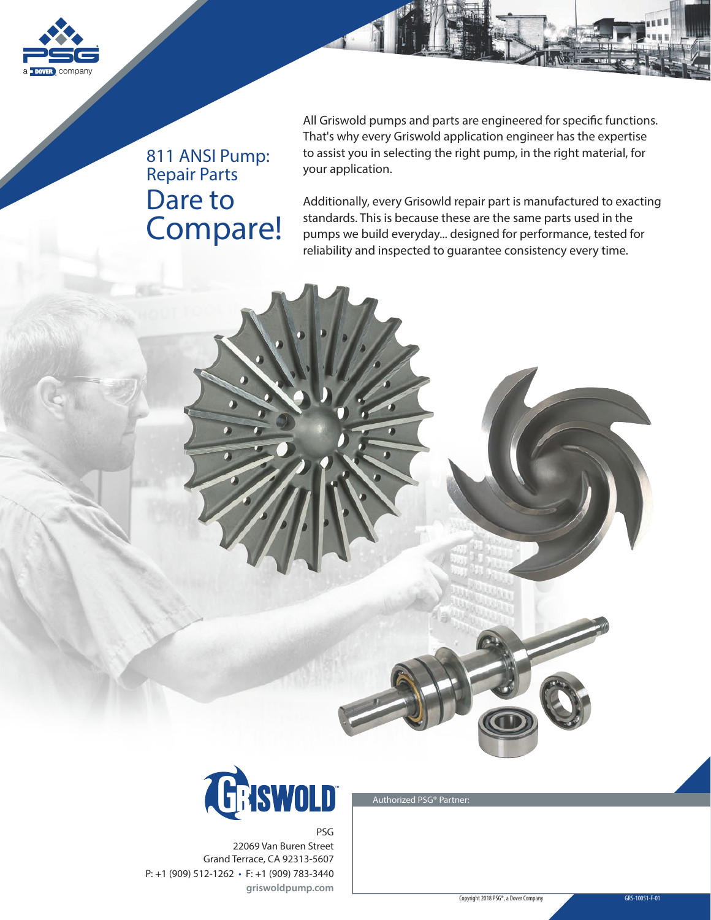a DOVER company

## 811 ANSI Pump: Repair Parts

# Dare to Compare!

All Griswold pumps and parts are engineered for specific functions. That's why every Griswold application engineer has the expertise to assist you in selecting the right pump, in the right material, for your application.

Additionally, every Grisowld repair part is manufactured to exacting standards. This is because these are the same parts used in the pumps we build everyday... designed for performance, tested for reliability and inspected to guarantee consistency every time.

GRISWOLD

PSG
22069 Van Buren Street
Grand Terrace, CA 92313-5607
P: +1 (909) 512-1262 • F: +1 (909) 783-3440
**griswoldpump.com**

Authorized PSG® Partner:

Copyright 2018 PSG®, a Dover Company

GRS-10051-F-01